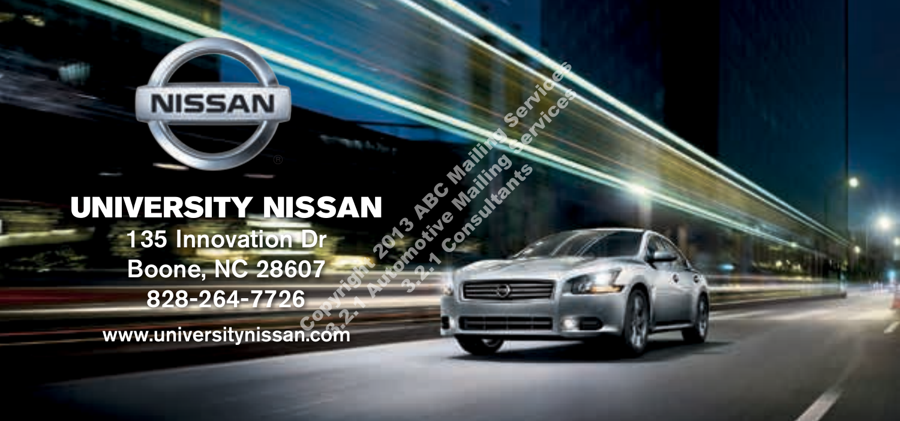NISSAN

# UNIVERSITY NISSAN

135 Innovation Dr
Boone, NC 28607
828-264-7726

www.universitynissan.com

Copyright 2013 ABC Mailing Services
3.2.1 Automotive Mailing Services
3.2.1 Consultants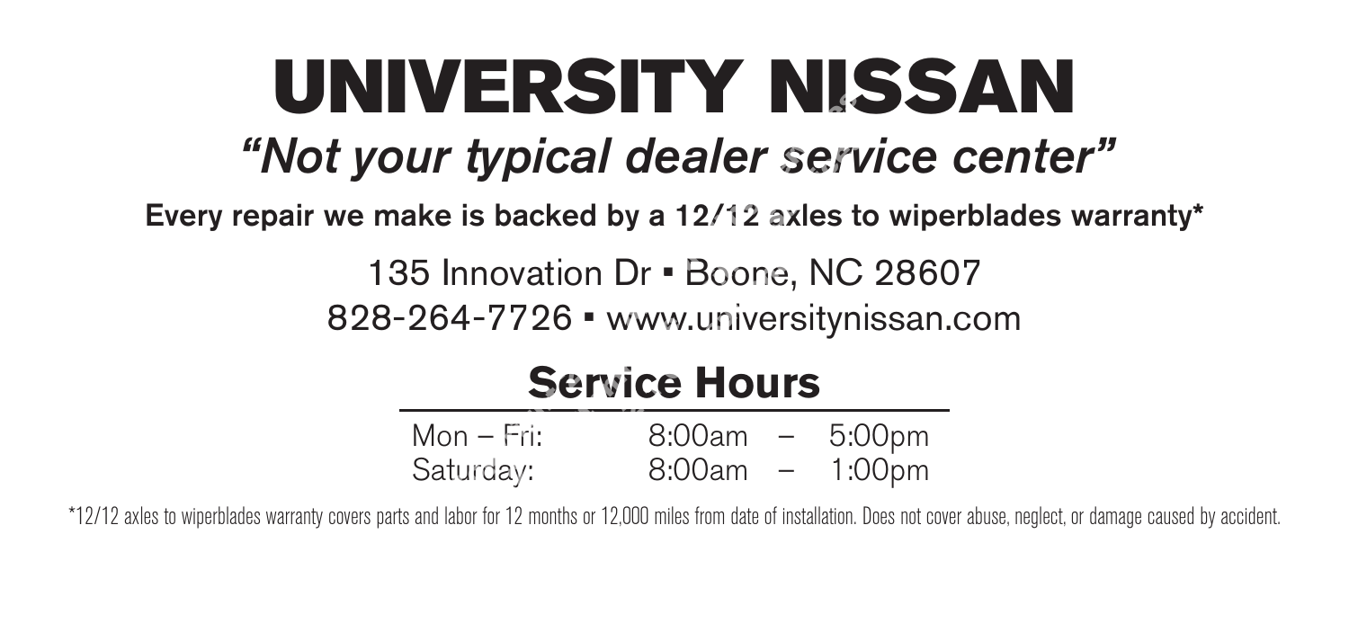# UNIVERSITY NISSAN

## *"Not your typical dealer service center"*

**Every repair we make is backed by a 12/12 axles to wiperblades warranty***

135 Innovation Dr ▪ Boone, NC 28607
828-264-7726 ▪ www.universitynissan.com

## Service Hours

| | | | |
|---|---|---|---|
| Mon – Fri: | 8:00am | – | 5:00pm |
| Saturday: | 8:00am | – | 1:00pm |

*12/12 axles to wiperblades warranty covers parts and labor for 12 months or 12,000 miles from date of installation. Does not cover abuse, neglect, or damage caused by accident.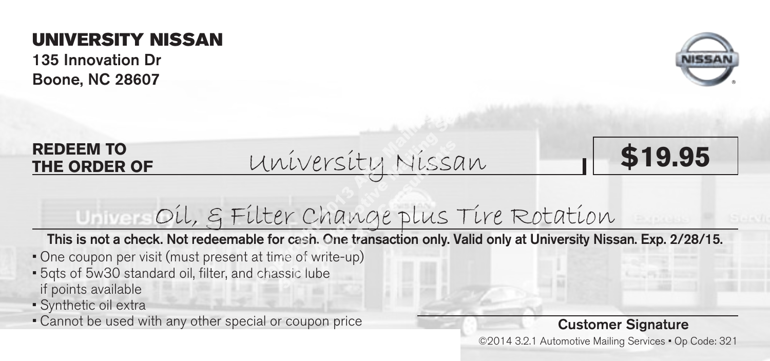# UNIVERSITY NISSAN

**135 Innovation Dr**
**Boone, NC 28607**

**REDEEM TO THE ORDER OF** University Nissan **$19.95**

Oil, & Filter Change plus Tire Rotation

**This is not a check. Not redeemable for cash. One transaction only. Valid only at University Nissan. Exp. 2/28/15.**

- One coupon per visit (must present at time of write-up)
- 5qts of 5w30 standard oil, filter, and chassic lube if points available
- Synthetic oil extra
- Cannot be used with any other special or coupon price

**Customer Signature**

©2014 3.2.1 Automotive Mailing Services • Op Code: 321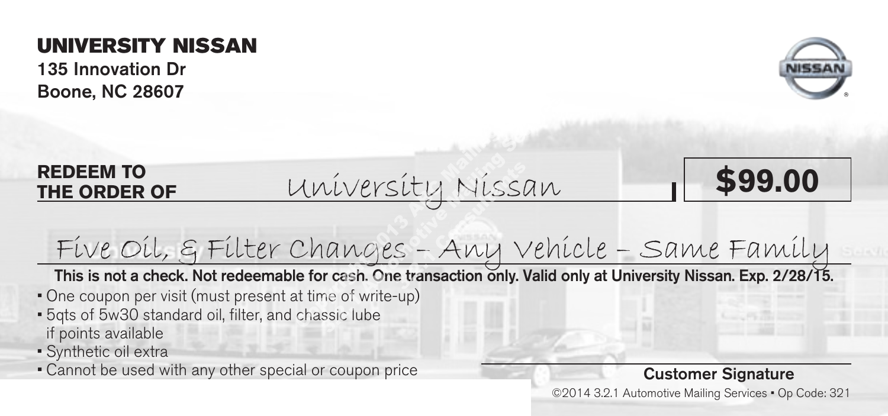# UNIVERSITY NISSAN

**135 Innovation Dr**
**Boone, NC 28607**

**REDEEM TO THE ORDER OF** University Nissan **$99.00**

Five Oil, & Filter Changes - Any Vehicle - Same Family

**This is not a check. Not redeemable for cash. One transaction only. Valid only at University Nissan. Exp. 2/28/15.**

- One coupon per visit (must present at time of write-up)
- 5qts of 5w30 standard oil, filter, and chassic lube if points available
- Synthetic oil extra
- Cannot be used with any other special or coupon price

**Customer Signature**

©2014 3.2.1 Automotive Mailing Services • Op Code: 321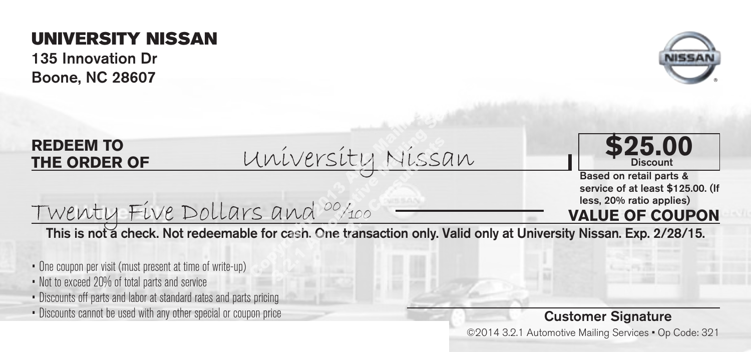# UNIVERSITY NISSAN

**135 Innovation Dr**
**Boone, NC 28607**

**REDEEM TO THE ORDER OF** University Nissan

**$25.00**
**Discount**

**Based on retail parts & service of at least $125.00. (If less, 20% ratio applies)**

Twenty Five Dollars and 00/100

**VALUE OF COUPON**

**This is not a check. Not redeemable for cash. One transaction only. Valid only at University Nissan. Exp. 2/28/15.**

- One coupon per visit (must present at time of write-up)
- Not to exceed 20% of total parts and service
- Discounts off parts and labor at standard rates and parts pricing
- Discounts cannot be used with any other special or coupon price

**Customer Signature**

©2014 3.2.1 Automotive Mailing Services • Op Code: 321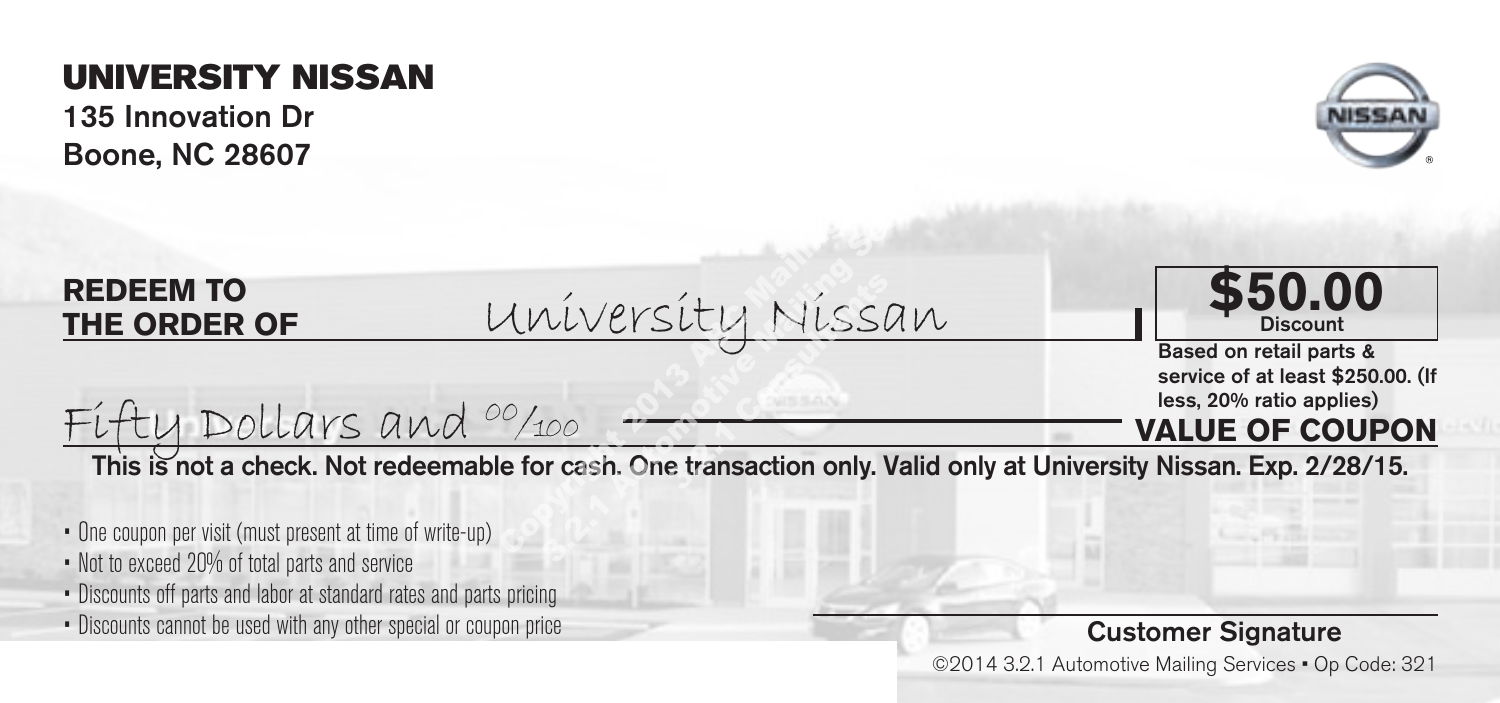# UNIVERSITY NISSAN

**135 Innovation Dr**
**Boone, NC 28607**

**REDEEM TO THE ORDER OF** University Nissan

**$50.00**
**Discount**

**Based on retail parts & service of at least $250.00. (If less, 20% ratio applies)**

Fifty Dollars and 00/100

**VALUE OF COUPON**

**This is not a check. Not redeemable for cash. One transaction only. Valid only at University Nissan. Exp. 2/28/15.**

- One coupon per visit (must present at time of write-up)
- Not to exceed 20% of total parts and service
- Discounts off parts and labor at standard rates and parts pricing
- Discounts cannot be used with any other special or coupon price

**Customer Signature**

©2014 3.2.1 Automotive Mailing Services • Op Code: 321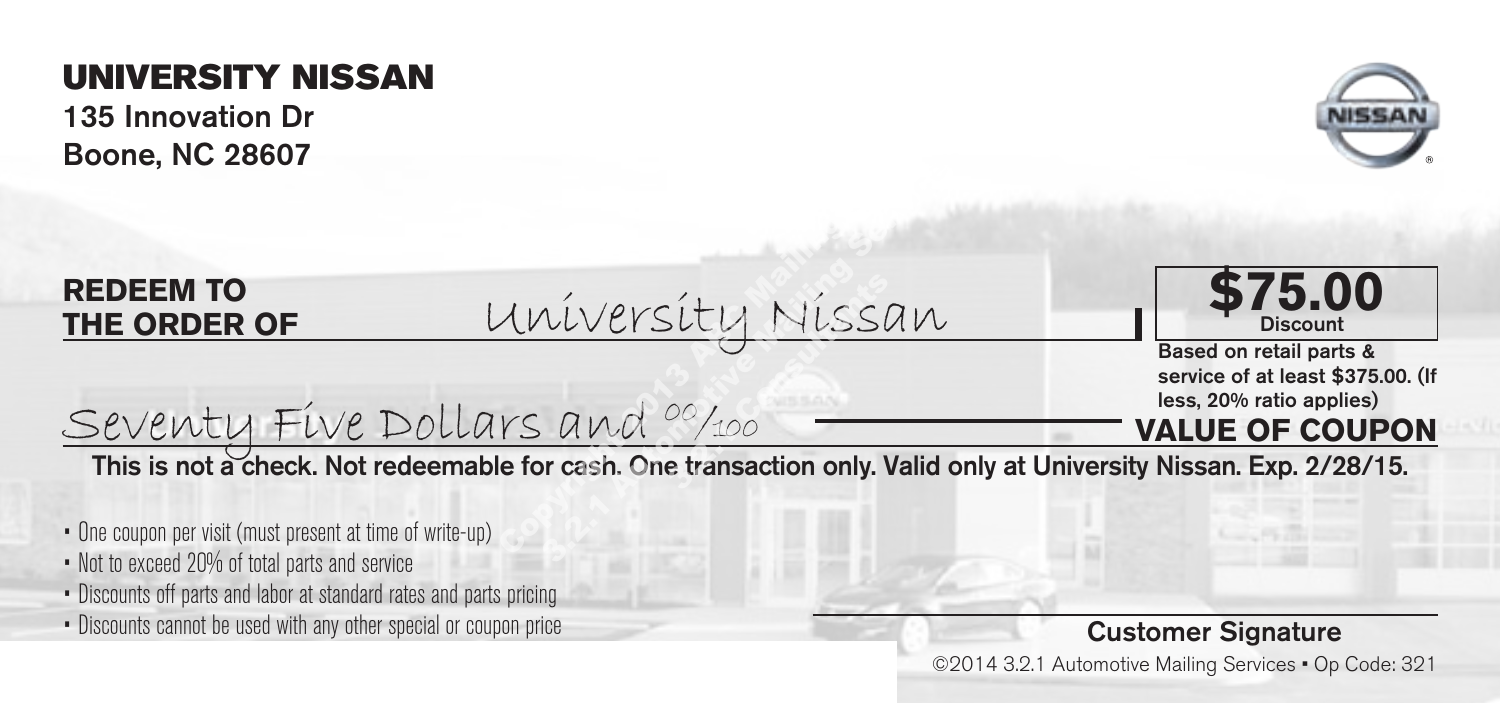# UNIVERSITY NISSAN

**135 Innovation Dr**
**Boone, NC 28607**

**REDEEM TO THE ORDER OF** University Nissan

**$75.00**
Discount

**Based on retail parts & service of at least $375.00. (If less, 20% ratio applies)**

Seventy Five Dollars and 00/100

**VALUE OF COUPON**

**This is not a check. Not redeemable for cash. One transaction only. Valid only at University Nissan. Exp. 2/28/15.**

- One coupon per visit (must present at time of write-up)
- Not to exceed 20% of total parts and service
- Discounts off parts and labor at standard rates and parts pricing
- Discounts cannot be used with any other special or coupon price

**Customer Signature**

©2014 3.2.1 Automotive Mailing Services • Op Code: 321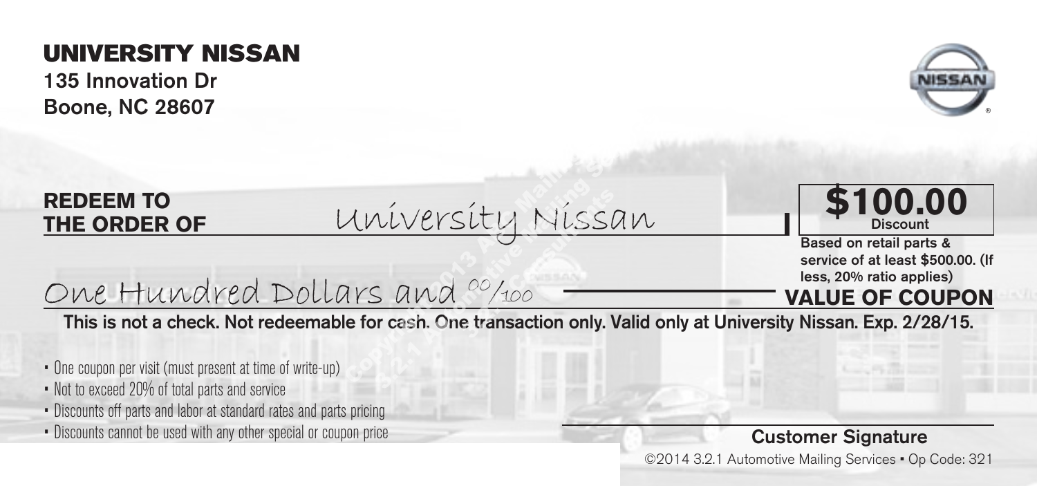# UNIVERSITY NISSAN

**135 Innovation Dr**
**Boone, NC 28607**

**REDEEM TO THE ORDER OF** University Nissan

**$100.00**
**Discount**

**Based on retail parts & service of at least $500.00. (If less, 20% ratio applies)**

One Hundred Dollars and 00/100

**VALUE OF COUPON**

**This is not a check. Not redeemable for cash. One transaction only. Valid only at University Nissan. Exp. 2/28/15.**

- One coupon per visit (must present at time of write-up)
- Not to exceed 20% of total parts and service
- Discounts off parts and labor at standard rates and parts pricing
- Discounts cannot be used with any other special or coupon price

**Customer Signature**

©2014 3.2.1 Automotive Mailing Services • Op Code: 321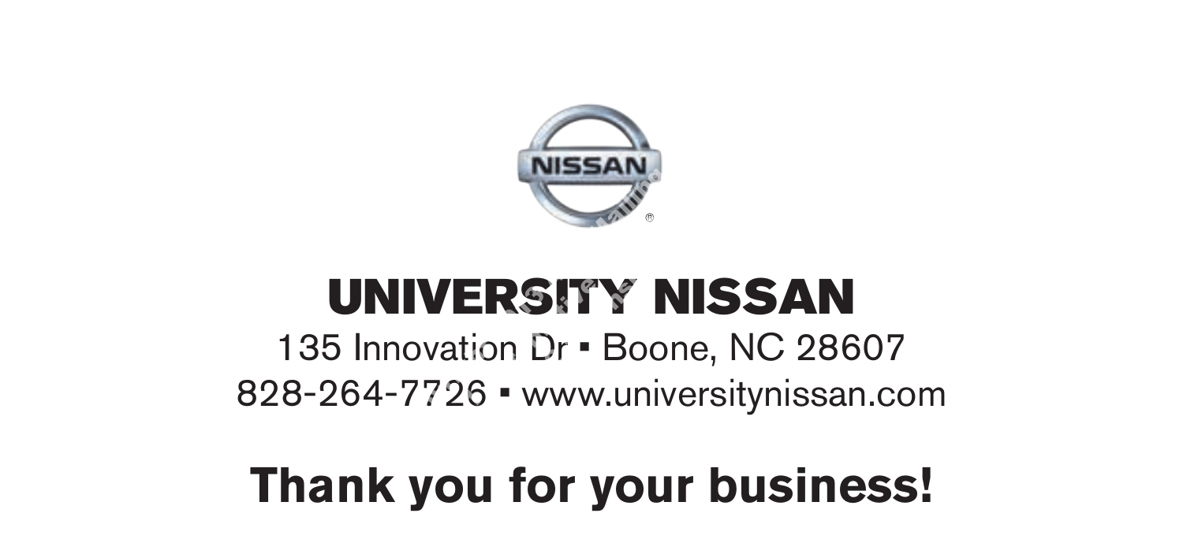# UNIVERSITY NISSAN

135 Innovation Dr ▪ Boone, NC 28607

828-264-7726 ▪ www.universitynissan.com

## Thank you for your business!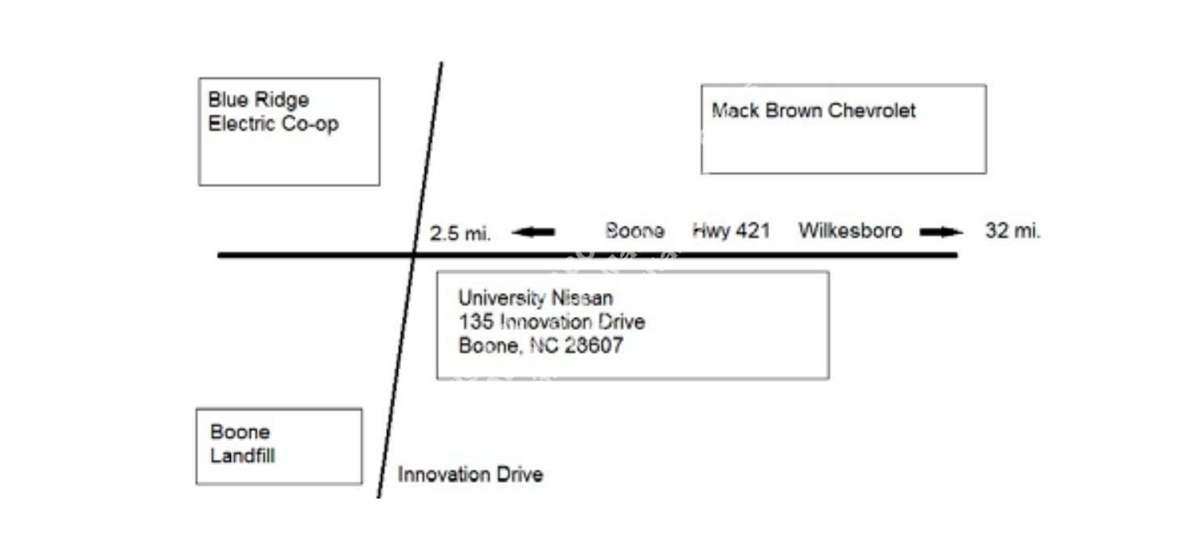Blue Ridge Electric Co-op

Mack Brown Chevrolet

2.5 mi. ← Boone Hwy 421 Wilkesboro → 32 mi.

University Nissan
135 Innovation Drive
Boone, NC 28607

Boone Landfill

Innovation Drive